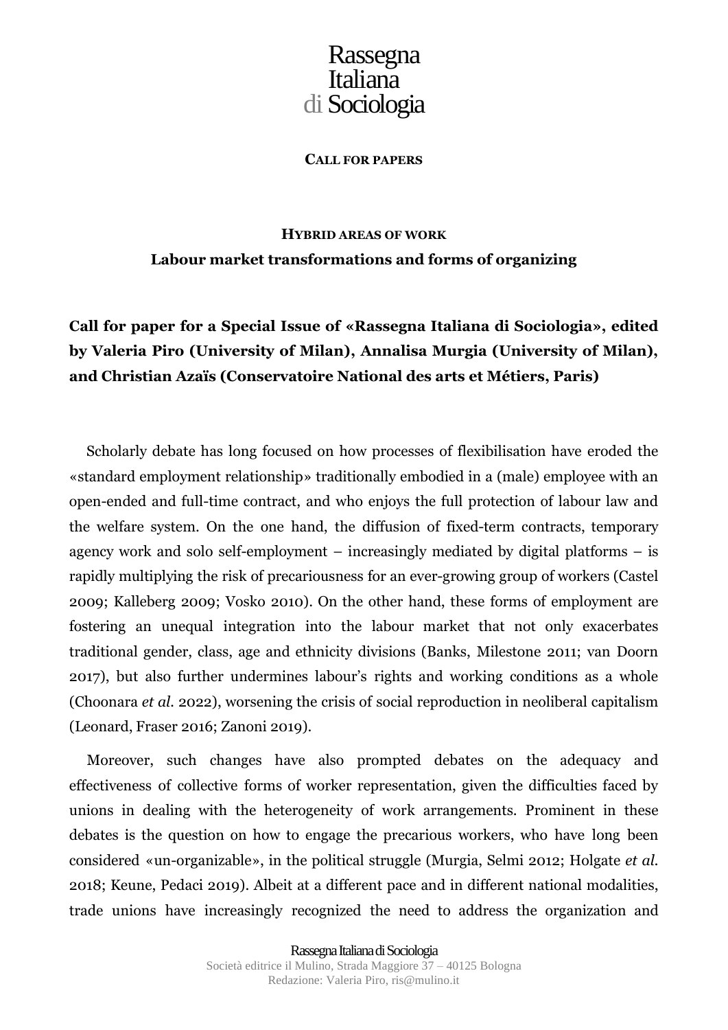# Rassegna Italiana di Sociologia

**CALL FOR PAPERS**

## HYBRID AREAS OF WORK

## Labour market transformations and forms of organizing

**Call for paper for a Special Issue of «Rassegna Italiana di Sociologia», edited by Valeria Piro (University of Milan), Annalisa Murgia (University of Milan), and Christian Azaïs (Conservatoire National des arts et Métiers, Paris)**

Scholarly debate has long focused on how processes of flexibilisation have eroded the «standard employment relationship» traditionally embodied in a (male) employee with an open-ended and full-time contract, and who enjoys the full protection of labour law and the welfare system. On the one hand, the diffusion of fixed-term contracts, temporary agency work and solo self-employment – increasingly mediated by digital platforms – is rapidly multiplying the risk of precariousness for an ever-growing group of workers (Castel 2009; Kalleberg 2009; Vosko 2010). On the other hand, these forms of employment are fostering an unequal integration into the labour market that not only exacerbates traditional gender, class, age and ethnicity divisions (Banks, Milestone 2011; van Doorn 2017), but also further undermines labour's rights and working conditions as a whole (Choonara *et al.* 2022), worsening the crisis of social reproduction in neoliberal capitalism (Leonard, Fraser 2016; Zanoni 2019).

Moreover, such changes have also prompted debates on the adequacy and effectiveness of collective forms of worker representation, given the difficulties faced by unions in dealing with the heterogeneity of work arrangements. Prominent in these debates is the question on how to engage the precarious workers, who have long been considered «un-organizable», in the political struggle (Murgia, Selmi 2012; Holgate *et al.* 2018; Keune, Pedaci 2019). Albeit at a different pace and in different national modalities, trade unions have increasingly recognized the need to address the organization and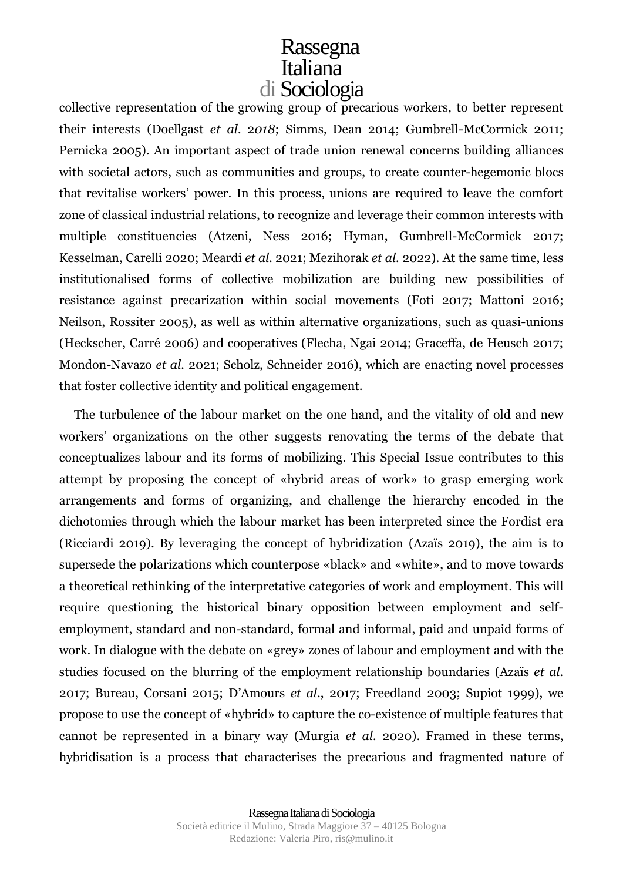collective representation of the growing group of precarious workers, to better represent their interests (Doellgast *et al. 2018*; Simms, Dean 2014; Gumbrell-McCormick 2011; Pernicka 2005). An important aspect of trade union renewal concerns building alliances with societal actors, such as communities and groups, to create counter-hegemonic blocs that revitalise workers' power. In this process, unions are required to leave the comfort zone of classical industrial relations, to recognize and leverage their common interests with multiple constituencies (Atzeni, Ness 2016; Hyman, Gumbrell-McCormick 2017; Kesselman, Carelli 2020; Meardi *et al.* 2021; Mezihorak *et al.* 2022). At the same time, less institutionalised forms of collective mobilization are building new possibilities of resistance against precarization within social movements (Foti 2017; Mattoni 2016; Neilson, Rossiter 2005), as well as within alternative organizations, such as quasi-unions (Heckscher, Carré 2006) and cooperatives (Flecha, Ngai 2014; Graceffa, de Heusch 2017; Mondon-Navazo *et al.* 2021; Scholz, Schneider 2016), which are enacting novel processes that foster collective identity and political engagement.

The turbulence of the labour market on the one hand, and the vitality of old and new workers' organizations on the other suggests renovating the terms of the debate that conceptualizes labour and its forms of mobilizing. This Special Issue contributes to this attempt by proposing the concept of «hybrid areas of work» to grasp emerging work arrangements and forms of organizing, and challenge the hierarchy encoded in the dichotomies through which the labour market has been interpreted since the Fordist era (Ricciardi 2019). By leveraging the concept of hybridization (Azaïs 2019), the aim is to supersede the polarizations which counterpose «black» and «white», and to move towards a theoretical rethinking of the interpretative categories of work and employment. This will require questioning the historical binary opposition between employment and self-employment, standard and non-standard, formal and informal, paid and unpaid forms of work. In dialogue with the debate on «grey» zones of labour and employment and with the studies focused on the blurring of the employment relationship boundaries (Azaïs *et al.* 2017; Bureau, Corsani 2015; D'Amours *et al.*, 2017; Freedland 2003; Supiot 1999), we propose to use the concept of «hybrid» to capture the co-existence of multiple features that cannot be represented in a binary way (Murgia *et al.* 2020). Framed in these terms, hybridisation is a process that characterises the precarious and fragmented nature of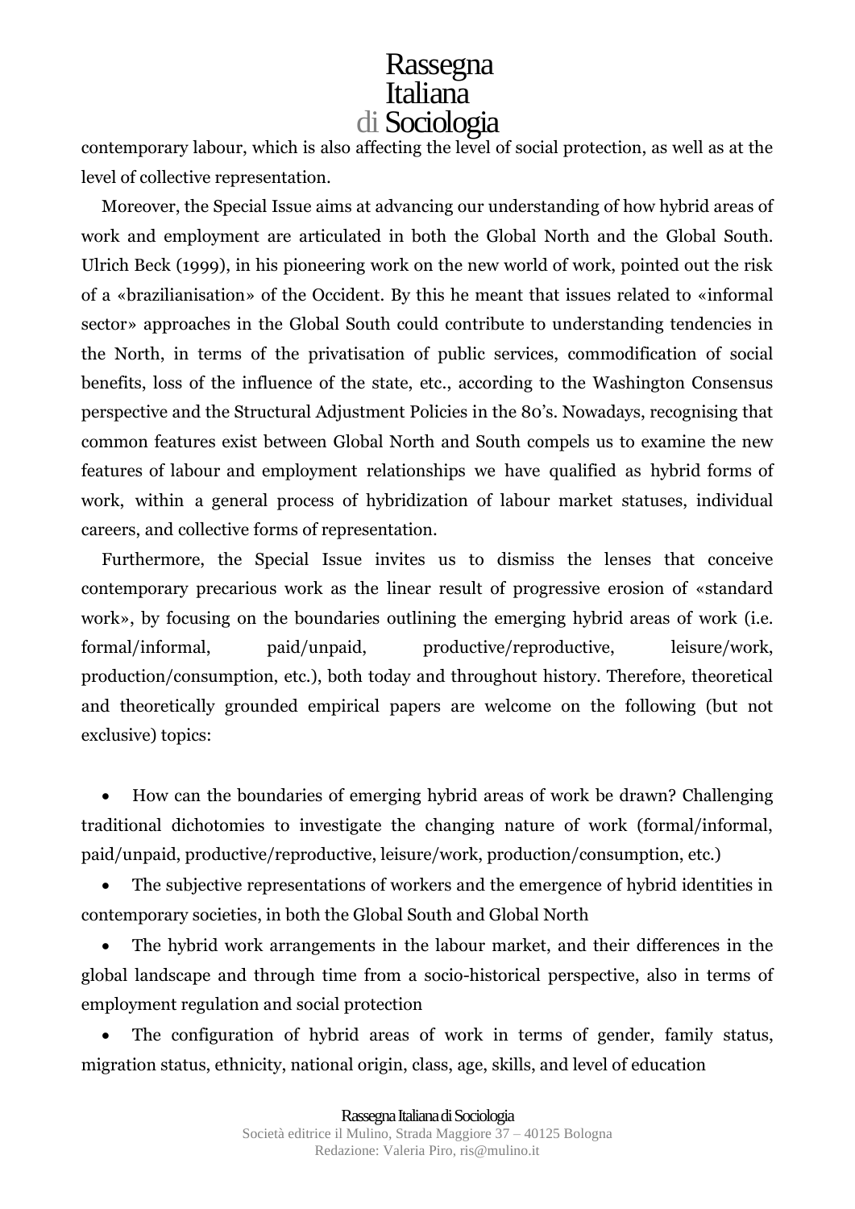contemporary labour, which is also affecting the level of social protection, as well as at the level of collective representation.

Moreover, the Special Issue aims at advancing our understanding of how hybrid areas of work and employment are articulated in both the Global North and the Global South. Ulrich Beck (1999), in his pioneering work on the new world of work, pointed out the risk of a «brazilianisation» of the Occident. By this he meant that issues related to «informal sector» approaches in the Global South could contribute to understanding tendencies in the North, in terms of the privatisation of public services, commodification of social benefits, loss of the influence of the state, etc., according to the Washington Consensus perspective and the Structural Adjustment Policies in the 80's. Nowadays, recognising that common features exist between Global North and South compels us to examine the new features of labour and employment relationships we have qualified as hybrid forms of work, within a general process of hybridization of labour market statuses, individual careers, and collective forms of representation.

Furthermore, the Special Issue invites us to dismiss the lenses that conceive contemporary precarious work as the linear result of progressive erosion of «standard work», by focusing on the boundaries outlining the emerging hybrid areas of work (i.e. formal/informal, paid/unpaid, productive/reproductive, leisure/work, production/consumption, etc.), both today and throughout history. Therefore, theoretical and theoretically grounded empirical papers are welcome on the following (but not exclusive) topics:

- How can the boundaries of emerging hybrid areas of work be drawn? Challenging traditional dichotomies to investigate the changing nature of work (formal/informal, paid/unpaid, productive/reproductive, leisure/work, production/consumption, etc.)
- The subjective representations of workers and the emergence of hybrid identities in contemporary societies, in both the Global South and Global North
- The hybrid work arrangements in the labour market, and their differences in the global landscape and through time from a socio-historical perspective, also in terms of employment regulation and social protection
- The configuration of hybrid areas of work in terms of gender, family status, migration status, ethnicity, national origin, class, age, skills, and level of education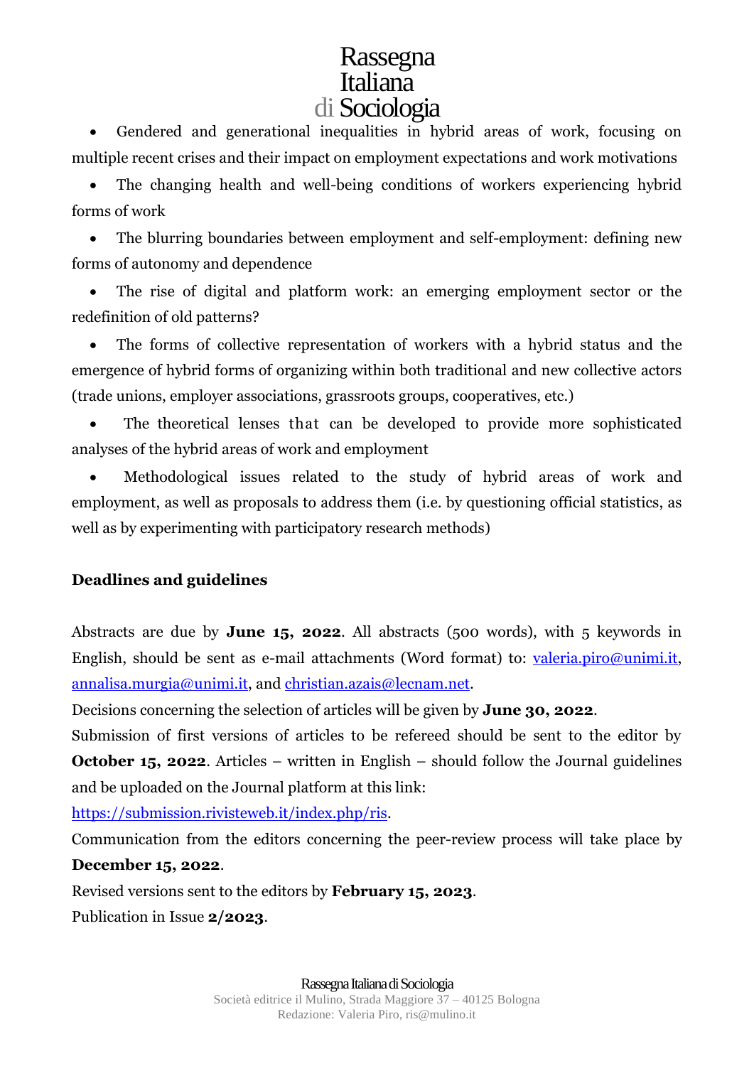- Gendered and generational inequalities in hybrid areas of work, focusing on multiple recent crises and their impact on employment expectations and work motivations
- The changing health and well-being conditions of workers experiencing hybrid forms of work
- The blurring boundaries between employment and self-employment: defining new forms of autonomy and dependence
- The rise of digital and platform work: an emerging employment sector or the redefinition of old patterns?
- The forms of collective representation of workers with a hybrid status and the emergence of hybrid forms of organizing within both traditional and new collective actors (trade unions, employer associations, grassroots groups, cooperatives, etc.)
- The theoretical lenses that can be developed to provide more sophisticated analyses of the hybrid areas of work and employment
- Methodological issues related to the study of hybrid areas of work and employment, as well as proposals to address them (i.e. by questioning official statistics, as well as by experimenting with participatory research methods)

**Deadlines and guidelines**

Abstracts are due by **June 15, 2022**. All abstracts (500 words), with 5 keywords in English, should be sent as e-mail attachments (Word format) to: valeria.piro@unimi.it, annalisa.murgia@unimi.it, and christian.azais@lecnam.net.

Decisions concerning the selection of articles will be given by **June 30, 2022**.

Submission of first versions of articles to be refereed should be sent to the editor by **October 15, 2022**. Articles – written in English – should follow the Journal guidelines and be uploaded on the Journal platform at this link:

https://submission.rivisteweb.it/index.php/ris.

Communication from the editors concerning the peer-review process will take place by **December 15, 2022**.

Revised versions sent to the editors by **February 15, 2023**.

Publication in Issue **2/2023**.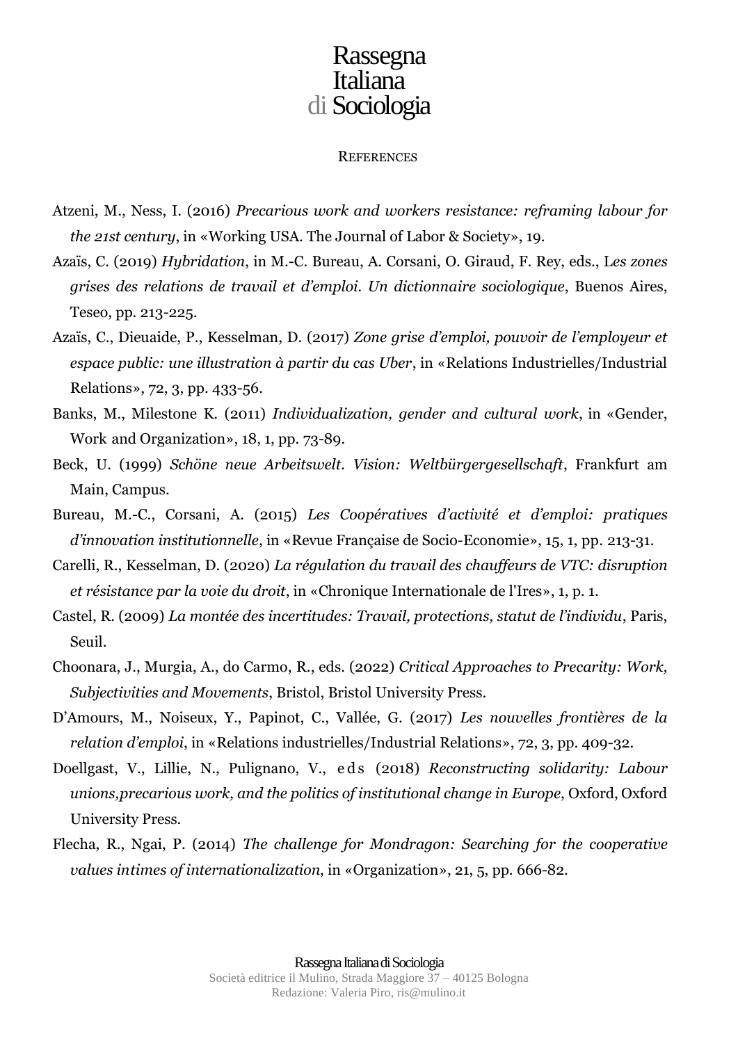## References

Atzeni, M., Ness, I. (2016) *Precarious work and workers resistance: reframing labour for the 21st century*, in «Working USA. The Journal of Labor & Society», 19.

Azaïs, C. (2019) *Hybridation*, in M.-C. Bureau, A. Corsani, O. Giraud, F. Rey, eds., L*es zones grises des relations de travail et d'emploi. Un dictionnaire sociologique*, Buenos Aires, Teseo, pp. 213-225.

Azaïs, C., Dieuaide, P., Kesselman, D. (2017) *Zone grise d'emploi, pouvoir de l'employeur et espace public: une illustration à partir du cas Uber*, in «Relations Industrielles/Industrial Relations», 72, 3, pp. 433-56.

Banks, M., Milestone K. (2011) *Individualization, gender and cultural work*, in «Gender, Work and Organization», 18, 1, pp. 73-89.

Beck, U. (1999) *Schöne neue Arbeitswelt. Vision: Weltbürgergesellschaft*, Frankfurt am Main, Campus.

Bureau, M.-C., Corsani, A. (2015) *Les Coopératives d'activité et d'emploi: pratiques d'innovation institutionnelle*, in «Revue Française de Socio-Economie», 15, 1, pp. 213-31.

Carelli, R., Kesselman, D. (2020) *La régulation du travail des chauffeurs de VTC: disruption et résistance par la voie du droit*, in «Chronique Internationale de l'Ires», 1, p. 1.

Castel, R. (2009) *La montée des incertitudes: Travail, protections, statut de l'individu*, Paris, Seuil.

Choonara, J., Murgia, A., do Carmo, R., eds. (2022) *Critical Approaches to Precarity: Work, Subjectivities and Movements*, Bristol, Bristol University Press.

D'Amours, M., Noiseux, Y., Papinot, C., Vallée, G. (2017) *Les nouvelles frontières de la relation d'emploi*, in «Relations industrielles/Industrial Relations», 72, 3, pp. 409-32.

Doellgast, V., Lillie, N., Pulignano, V., eds (2018) *Reconstructing solidarity: Labour unions,precarious work, and the politics of institutional change in Europe*, Oxford, Oxford University Press.

Flecha, R., Ngai, P. (2014) *The challenge for Mondragon: Searching for the cooperative values intimes of internationalization*, in «Organization», 21, 5, pp. 666-82.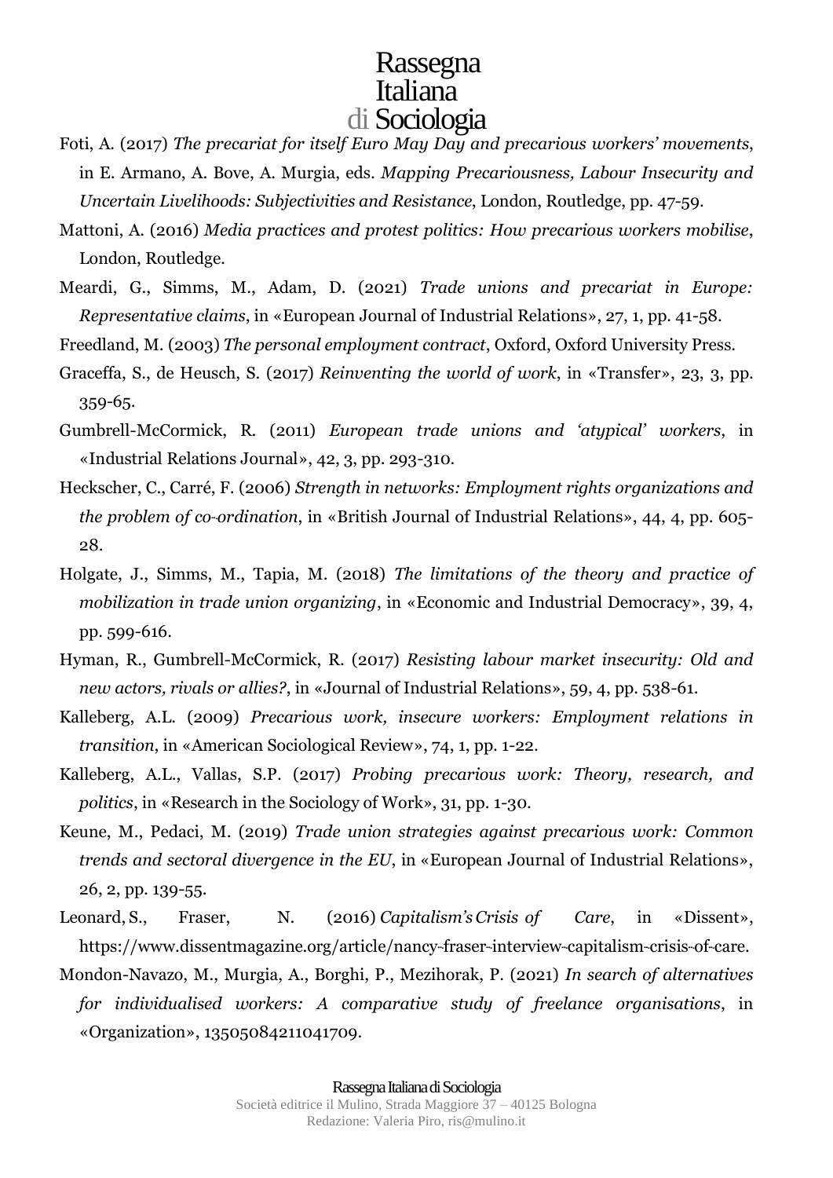Foti, A. (2017) *The precariat for itself Euro May Day and precarious workers' movements*, in E. Armano, A. Bove, A. Murgia, eds. *Mapping Precariousness, Labour Insecurity and Uncertain Livelihoods: Subjectivities and Resistance*, London, Routledge, pp. 47-59.

Mattoni, A. (2016) *Media practices and protest politics: How precarious workers mobilise*, London, Routledge.

Meardi, G., Simms, M., Adam, D. (2021) *Trade unions and precariat in Europe: Representative claims*, in «European Journal of Industrial Relations», 27, 1, pp. 41-58.

Freedland, M. (2003) *The personal employment contract*, Oxford, Oxford University Press.

Graceffa, S., de Heusch, S. (2017) *Reinventing the world of work*, in «Transfer», 23, 3, pp. 359-65.

Gumbrell-McCormick, R. (2011) *European trade unions and 'atypical' workers*, in «Industrial Relations Journal», 42, 3, pp. 293-310.

Heckscher, C., Carré, F. (2006) *Strength in networks: Employment rights organizations and the problem of co-ordination*, in «British Journal of Industrial Relations», 44, 4, pp. 605-28.

Holgate, J., Simms, M., Tapia, M. (2018) *The limitations of the theory and practice of mobilization in trade union organizing*, in «Economic and Industrial Democracy», 39, 4, pp. 599-616.

Hyman, R., Gumbrell-McCormick, R. (2017) *Resisting labour market insecurity: Old and new actors, rivals or allies?*, in «Journal of Industrial Relations», 59, 4, pp. 538-61.

Kalleberg, A.L. (2009) *Precarious work, insecure workers: Employment relations in transition*, in «American Sociological Review», 74, 1, pp. 1-22.

Kalleberg, A.L., Vallas, S.P. (2017) *Probing precarious work: Theory, research, and politics*, in «Research in the Sociology of Work», 31, pp. 1-30.

Keune, M., Pedaci, M. (2019) *Trade union strategies against precarious work: Common trends and sectoral divergence in the EU*, in «European Journal of Industrial Relations», 26, 2, pp. 139-55.

Leonard, S., Fraser, N. (2016) *Capitalism's Crisis of Care*, in «Dissent», https://www.dissentmagazine.org/article/nancy-fraser-interview-capitalism-crisis-of-care.

Mondon-Navazo, M., Murgia, A., Borghi, P., Mezihorak, P. (2021) *In search of alternatives for individualised workers: A comparative study of freelance organisations*, in «Organization», 13505084211041709.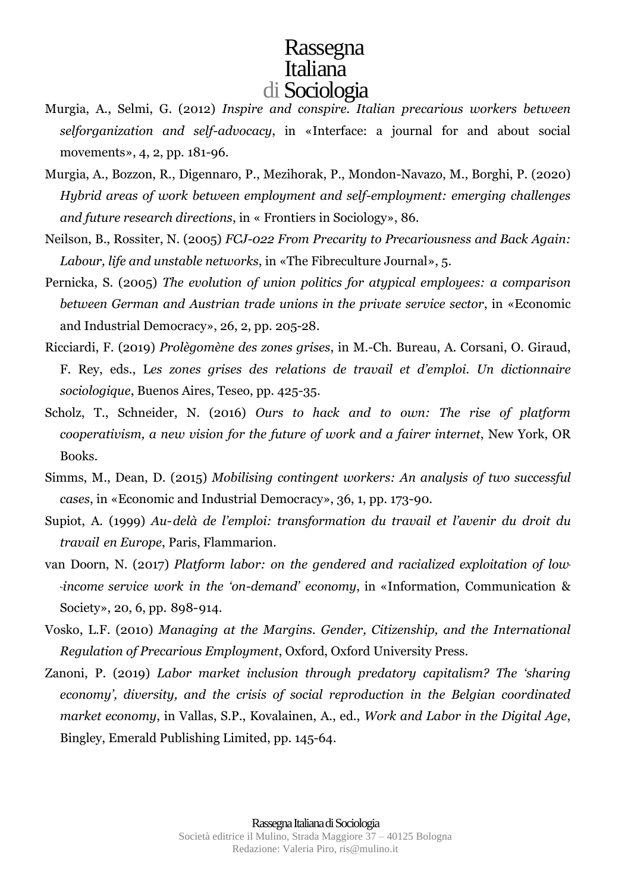Murgia, A., Selmi, G. (2012) *Inspire and conspire. Italian precarious workers between selforganization and self-advocacy*, in «Interface: a journal for and about social movements», 4, 2, pp. 181-96.

Murgia, A., Bozzon, R., Digennaro, P., Mezihorak, P., Mondon-Navazo, M., Borghi, P. (2020) *Hybrid areas of work between employment and self-employment: emerging challenges and future research directions*, in « Frontiers in Sociology», 86.

Neilson, B., Rossiter, N. (2005) *FCJ-022 From Precarity to Precariousness and Back Again: Labour, life and unstable networks*, in «The Fibreculture Journal», 5.

Pernicka, S. (2005) *The evolution of union politics for atypical employees: a comparison between German and Austrian trade unions in the private service sector*, in «Economic and Industrial Democracy», 26, 2, pp. 205-28.

Ricciardi, F. (2019) *Prolègomène des zones grises*, in M.-Ch. Bureau, A. Corsani, O. Giraud, F. Rey, eds., L*es zones grises des relations de travail et d'emploi. Un dictionnaire sociologique*, Buenos Aires, Teseo, pp. 425-35.

Scholz, T., Schneider, N. (2016) *Ours to hack and to own: The rise of platform cooperativism, a new vision for the future of work and a fairer internet*, New York, OR Books.

Simms, M., Dean, D. (2015) *Mobilising contingent workers: An analysis of two successful cases*, in «Economic and Industrial Democracy», 36, 1, pp. 173-90.

Supiot, A. (1999) *Au-delà de l'emploi: transformation du travail et l'avenir du droit du travail en Europe*, Paris, Flammarion.

van Doorn, N. (2017) *Platform labor: on the gendered and racialized exploitation of low--income service work in the 'on-demand' economy*, in «Information, Communication & Society», 20, 6, pp. 898-914.

Vosko, L.F. (2010) *Managing at the Margins. Gender, Citizenship, and the International Regulation of Precarious Employment*, Oxford, Oxford University Press.

Zanoni, P. (2019) *Labor market inclusion through predatory capitalism? The 'sharing economy', diversity, and the crisis of social reproduction in the Belgian coordinated market economy*, in Vallas, S.P., Kovalainen, A., ed., *Work and Labor in the Digital Age*, Bingley, Emerald Publishing Limited, pp. 145-64.